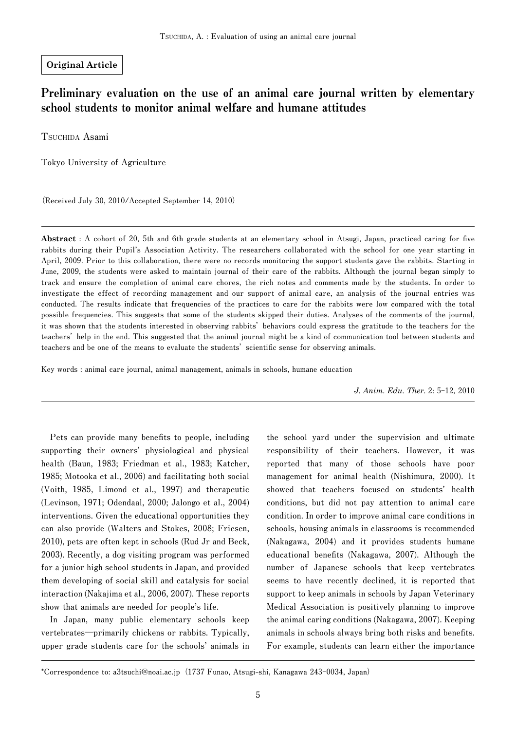**Original Article**

# Preliminary evaluation on the use of an animal care journal written by elementary school students to monitor animal welfare and humane attitudes

TSUCHIDA Asami

Tokyo University of Agriculture

(Received July 30, 2010/Accepted September 14, 2010)

---

**Abstract** : A cohort of 20, 5th and 6th grade students at an elementary school in Atsugi, Japan, practiced caring for five rabbits during their Pupil's Association Activity. The researchers collaborated with the school for one year starting in April, 2009. Prior to this collaboration, there were no records monitoring the support students gave the rabbits. Starting in June, 2009, the students were asked to maintain journal of their care of the rabbits. Although the journal began simply to track and ensure the completion of animal care chores, the rich notes and comments made by the students. In order to investigate the effect of recording management and our support of animal care, an analysis of the journal entries was conducted. The results indicate that frequencies of the practices to care for the rabbits were low compared with the total possible frequencies. This suggests that some of the students skipped their duties. Analyses of the comments of the journal, it was shown that the students interested in observing rabbits' behaviors could express the gratitude to the teachers for the teachers' help in the end. This suggested that the animal journal might be a kind of communication tool between students and teachers and be one of the means to evaluate the students' scientific sense for observing animals.

Key words : animal care journal, animal management, animals in schools, humane education

---

Pets can provide many benefits to people, including supporting their owners' physiological and physical health (Baun, 1983; Friedman et al., 1983; Katcher, 1985; Motooka et al., 2006) and facilitating both social (Voith, 1985, Limond et al., 1997) and therapeutic (Levinson, 1971; Odendaal, 2000; Jalongo et al., 2004) interventions. Given the educational opportunities they can also provide (Walters and Stokes, 2008; Friesen, 2010), pets are often kept in schools (Rud Jr and Beck, 2003). Recently, a dog visiting program was performed for a junior high school students in Japan, and provided them developing of social skill and catalysis for social interaction (Nakajima et al., 2006, 2007). These reports show that animals are needed for people's life.

In Japan, many public elementary schools keep vertebrates—primarily chickens or rabbits. Typically, upper grade students care for the schools' animals in the school yard under the supervision and ultimate responsibility of their teachers. However, it was reported that many of those schools have poor management for animal health (Nishimura, 2000). It showed that teachers focused on students' health conditions, but did not pay attention to animal care condition. In order to improve animal care conditions in schools, housing animals in classrooms is recommended (Nakagawa, 2004) and it provides students humane educational benefits (Nakagawa, 2007). Although the number of Japanese schools that keep vertebrates seems to have recently declined, it is reported that support to keep animals in schools by Japan Veterinary Medical Association is positively planning to improve the animal caring conditions (Nakagawa, 2007). Keeping animals in schools always bring both risks and benefits. For example, students can learn either the importance

---

*Correspondence to: a3tsuchi@noai.ac.jp (1737 Funao, Atsugi-shi, Kanagawa 243-0034, Japan)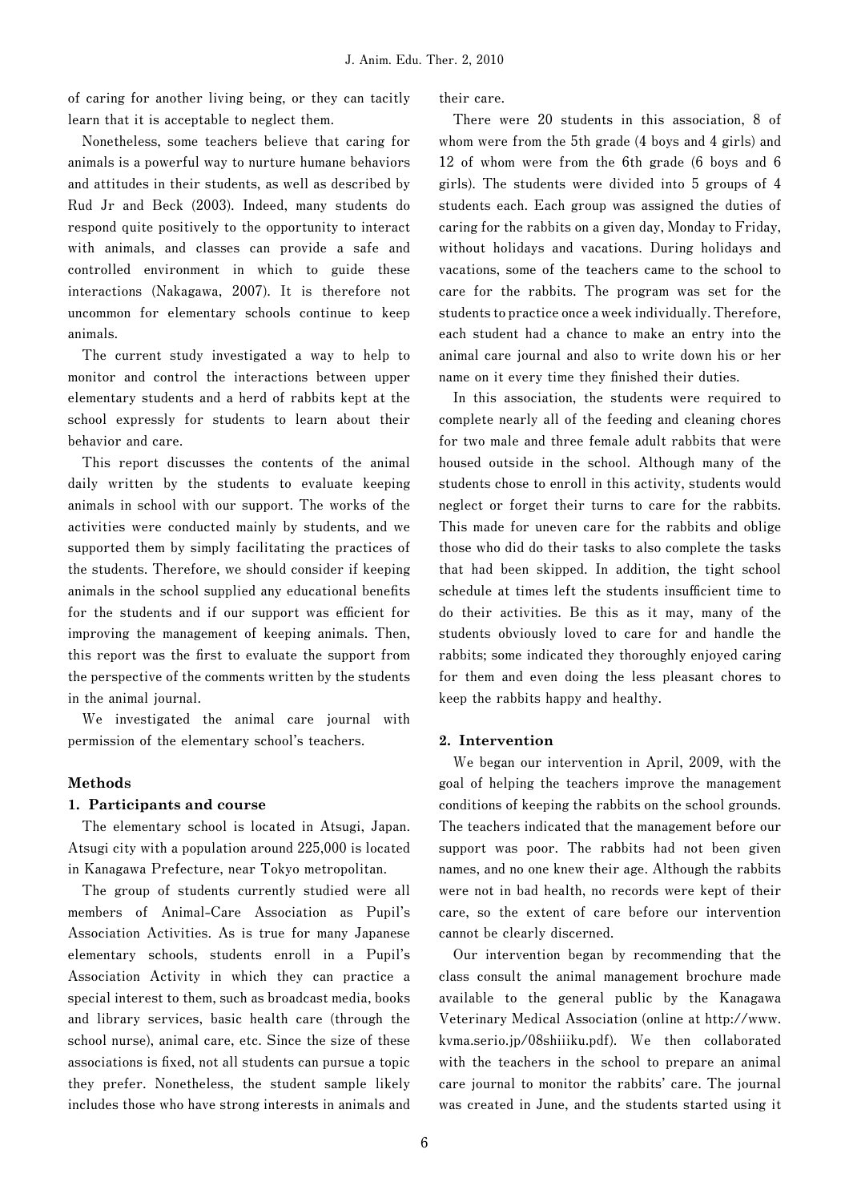of caring for another living being, or they can tacitly learn that it is acceptable to neglect them.

Nonetheless, some teachers believe that caring for animals is a powerful way to nurture humane behaviors and attitudes in their students, as well as described by Rud Jr and Beck (2003). Indeed, many students do respond quite positively to the opportunity to interact with animals, and classes can provide a safe and controlled environment in which to guide these interactions (Nakagawa, 2007). It is therefore not uncommon for elementary schools continue to keep animals.

The current study investigated a way to help to monitor and control the interactions between upper elementary students and a herd of rabbits kept at the school expressly for students to learn about their behavior and care.

This report discusses the contents of the animal daily written by the students to evaluate keeping animals in school with our support. The works of the activities were conducted mainly by students, and we supported them by simply facilitating the practices of the students. Therefore, we should consider if keeping animals in the school supplied any educational benefits for the students and if our support was efficient for improving the management of keeping animals. Then, this report was the first to evaluate the support from the perspective of the comments written by the students in the animal journal.

We investigated the animal care journal with permission of the elementary school's teachers.

## Methods

### 1. Participants and course

The elementary school is located in Atsugi, Japan. Atsugi city with a population around 225,000 is located in Kanagawa Prefecture, near Tokyo metropolitan.

The group of students currently studied were all members of Animal-Care Association as Pupil's Association Activities. As is true for many Japanese elementary schools, students enroll in a Pupil's Association Activity in which they can practice a special interest to them, such as broadcast media, books and library services, basic health care (through the school nurse), animal care, etc. Since the size of these associations is fixed, not all students can pursue a topic they prefer. Nonetheless, the student sample likely includes those who have strong interests in animals and their care.

There were 20 students in this association, 8 of whom were from the 5th grade (4 boys and 4 girls) and 12 of whom were from the 6th grade (6 boys and 6 girls). The students were divided into 5 groups of 4 students each. Each group was assigned the duties of caring for the rabbits on a given day, Monday to Friday, without holidays and vacations. During holidays and vacations, some of the teachers came to the school to care for the rabbits. The program was set for the students to practice once a week individually. Therefore, each student had a chance to make an entry into the animal care journal and also to write down his or her name on it every time they finished their duties.

In this association, the students were required to complete nearly all of the feeding and cleaning chores for two male and three female adult rabbits that were housed outside in the school. Although many of the students chose to enroll in this activity, students would neglect or forget their turns to care for the rabbits. This made for uneven care for the rabbits and oblige those who did do their tasks to also complete the tasks that had been skipped. In addition, the tight school schedule at times left the students insufficient time to do their activities. Be this as it may, many of the students obviously loved to care for and handle the rabbits; some indicated they thoroughly enjoyed caring for them and even doing the less pleasant chores to keep the rabbits happy and healthy.

### 2. Intervention

We began our intervention in April, 2009, with the goal of helping the teachers improve the management conditions of keeping the rabbits on the school grounds. The teachers indicated that the management before our support was poor. The rabbits had not been given names, and no one knew their age. Although the rabbits were not in bad health, no records were kept of their care, so the extent of care before our intervention cannot be clearly discerned.

Our intervention began by recommending that the class consult the animal management brochure made available to the general public by the Kanagawa Veterinary Medical Association (online at http://www.kvma.serio.jp/08shiiku.pdf). We then collaborated with the teachers in the school to prepare an animal care journal to monitor the rabbits' care. The journal was created in June, and the students started using it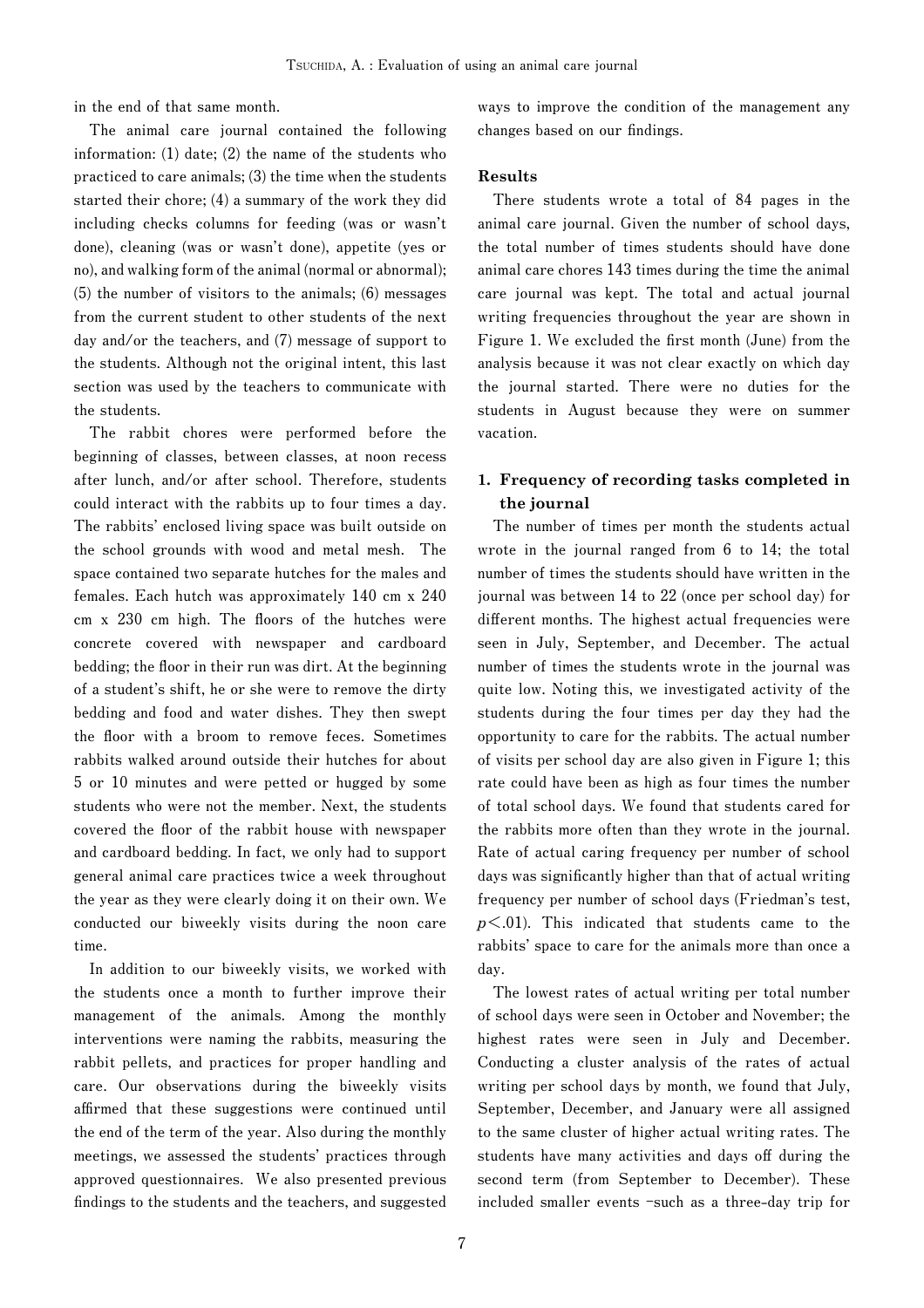in the end of that same month.

The animal care journal contained the following information: (1) date; (2) the name of the students who practiced to care animals; (3) the time when the students started their chore; (4) a summary of the work they did including checks columns for feeding (was or wasn't done), cleaning (was or wasn't done), appetite (yes or no), and walking form of the animal (normal or abnormal); (5) the number of visitors to the animals; (6) messages from the current student to other students of the next day and/or the teachers, and (7) message of support to the students. Although not the original intent, this last section was used by the teachers to communicate with the students.

The rabbit chores were performed before the beginning of classes, between classes, at noon recess after lunch, and/or after school. Therefore, students could interact with the rabbits up to four times a day. The rabbits' enclosed living space was built outside on the school grounds with wood and metal mesh. The space contained two separate hutches for the males and females. Each hutch was approximately 140 cm x 240 cm x 230 cm high. The floors of the hutches were concrete covered with newspaper and cardboard bedding; the floor in their run was dirt. At the beginning of a student's shift, he or she were to remove the dirty bedding and food and water dishes. They then swept the floor with a broom to remove feces. Sometimes rabbits walked around outside their hutches for about 5 or 10 minutes and were petted or hugged by some students who were not the member. Next, the students covered the floor of the rabbit house with newspaper and cardboard bedding. In fact, we only had to support general animal care practices twice a week throughout the year as they were clearly doing it on their own. We conducted our biweekly visits during the noon care time.

In addition to our biweekly visits, we worked with the students once a month to further improve their management of the animals. Among the monthly interventions were naming the rabbits, measuring the rabbit pellets, and practices for proper handling and care. Our observations during the biweekly visits affirmed that these suggestions were continued until the end of the term of the year. Also during the monthly meetings, we assessed the students' practices through approved questionnaires. We also presented previous findings to the students and the teachers, and suggested ways to improve the condition of the management any changes based on our findings.

## Results

There students wrote a total of 84 pages in the animal care journal. Given the number of school days, the total number of times students should have done animal care chores 143 times during the time the animal care journal was kept. The total and actual journal writing frequencies throughout the year are shown in Figure 1. We excluded the first month (June) from the analysis because it was not clear exactly on which day the journal started. There were no duties for the students in August because they were on summer vacation.

### 1. Frequency of recording tasks completed in the journal

The number of times per month the students actual wrote in the journal ranged from 6 to 14; the total number of times the students should have written in the journal was between 14 to 22 (once per school day) for different months. The highest actual frequencies were seen in July, September, and December. The actual number of times the students wrote in the journal was quite low. Noting this, we investigated activity of the students during the four times per day they had the opportunity to care for the rabbits. The actual number of visits per school day are also given in Figure 1; this rate could have been as high as four times the number of total school days. We found that students cared for the rabbits more often than they wrote in the journal. Rate of actual caring frequency per number of school days was significantly higher than that of actual writing frequency per number of school days (Friedman's test, $p<.01$). This indicated that students came to the rabbits' space to care for the animals more than once a day.

The lowest rates of actual writing per total number of school days were seen in October and November; the highest rates were seen in July and December. Conducting a cluster analysis of the rates of actual writing per school days by month, we found that July, September, December, and January were all assigned to the same cluster of higher actual writing rates. The students have many activities and days off during the second term (from September to December). These included smaller events -such as a three-day trip for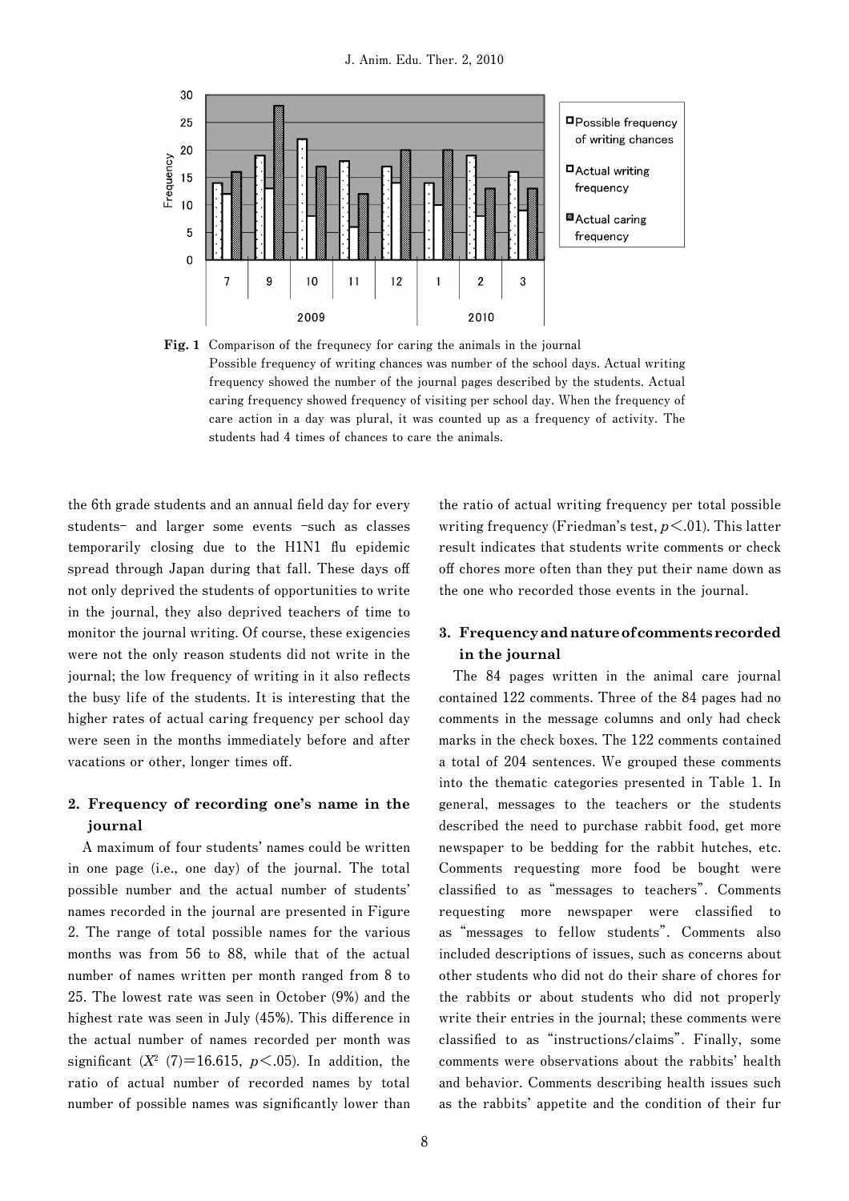Fig. 1 Comparison of the frequnecy for caring the animals in the journal
Possible frequency of writing chances was number of the school days. Actual writing frequency showed the number of the journal pages described by the students. Actual caring frequency showed frequency of visiting per school day. When the frequency of care action in a day was plural, it was counted up as a frequency of activity. The students had 4 times of chances to care the animals.

the 6th grade students and an annual field day for every students- and larger some events -such as classes temporarily closing due to the H1N1 flu epidemic spread through Japan during that fall. These days off not only deprived the students of opportunities to write in the journal, they also deprived teachers of time to monitor the journal writing. Of course, these exigencies were not the only reason students did not write in the journal; the low frequency of writing in it also reflects the busy life of the students. It is interesting that the higher rates of actual caring frequency per school day were seen in the months immediately before and after vacations or other, longer times off.

## 2. Frequency of recording one's name in the journal

A maximum of four students' names could be written in one page (i.e., one day) of the journal. The total possible number and the actual number of students' names recorded in the journal are presented in Figure 2. The range of total possible names for the various months was from 56 to 88, while that of the actual number of names written per month ranged from 8 to 25. The lowest rate was seen in October (9%) and the highest rate was seen in July (45%). This difference in the actual number of names recorded per month was significant ($X^2$ (7)=16.615, $p<.05$). In addition, the ratio of actual number of recorded names by total number of possible names was significantly lower than the ratio of actual writing frequency per total possible writing frequency (Friedman's test, $p<.01$). This latter result indicates that students write comments or check off chores more often than they put their name down as the one who recorded those events in the journal.

## 3. Frequency and nature of comments recorded in the journal

The 84 pages written in the animal care journal contained 122 comments. Three of the 84 pages had no comments in the message columns and only had check marks in the check boxes. The 122 comments contained a total of 204 sentences. We grouped these comments into the thematic categories presented in Table 1. In general, messages to the teachers or the students described the need to purchase rabbit food, get more newspaper to be bedding for the rabbit hutches, etc. Comments requesting more food be bought were classified to as "messages to teachers". Comments requesting more newspaper were classified to as "messages to fellow students". Comments also included descriptions of issues, such as concerns about other students who did not do their share of chores for the rabbits or about students who did not properly write their entries in the journal; these comments were classified to as "instructions/claims". Finally, some comments were observations about the rabbits' health and behavior. Comments describing health issues such as the rabbits' appetite and the condition of their fur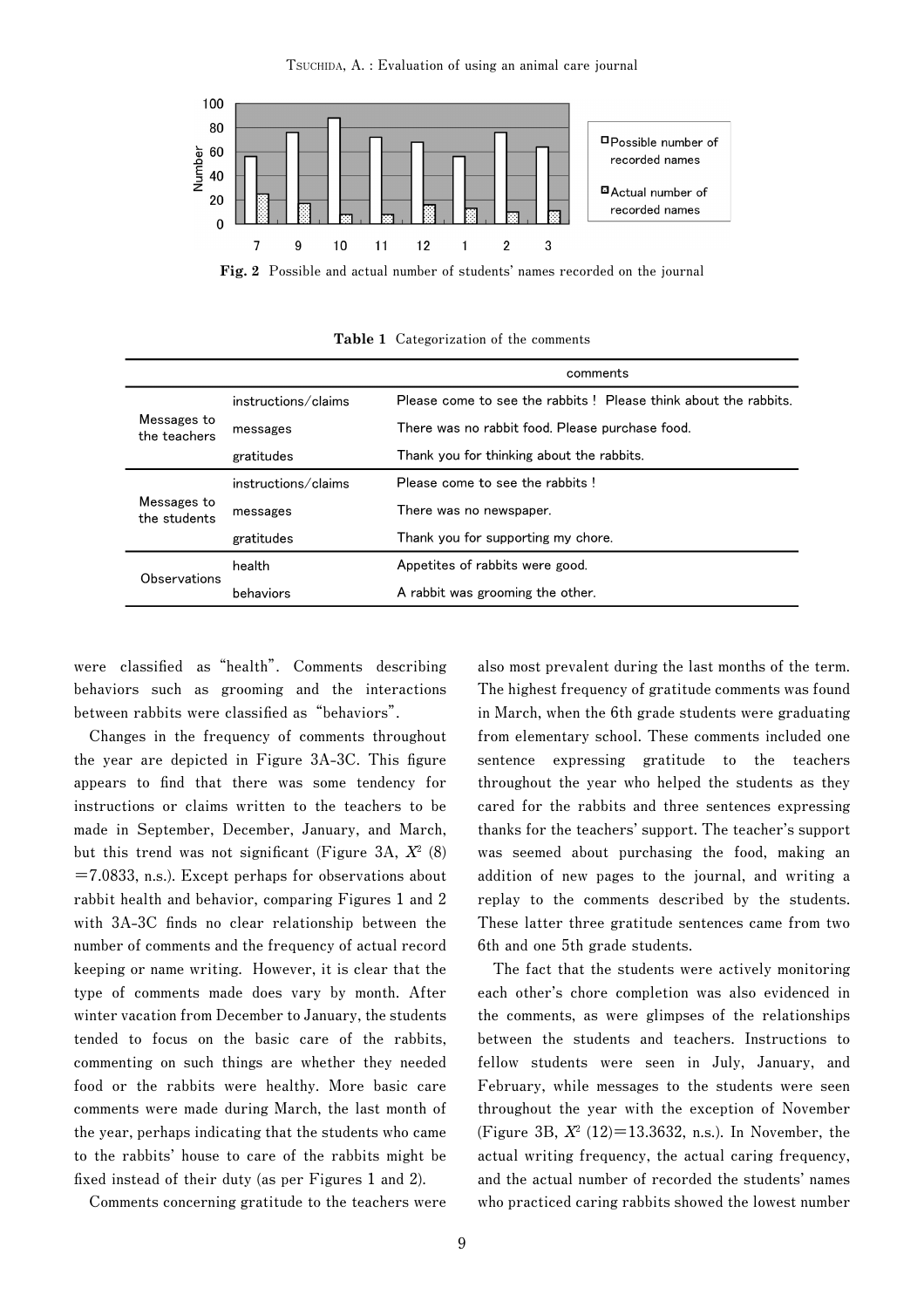Fig. 2 Possible and actual number of students' names recorded on the journal

**Table 1** Categorization of the comments

| | | comments |
|---|---|---|
| Messages to the teachers | instructions/claims | Please come to see the rabbits ! Please think about the rabbits. |
| | messages | There was no rabbit food. Please purchase food. |
| | gratitudes | Thank you for thinking about the rabbits. |
| Messages to the students | instructions/claims | Please come to see the rabbits ! |
| | messages | There was no newspaper. |
| | gratitudes | Thank you for supporting my chore. |
| Observations | health | Appetites of rabbits were good. |
| | behaviors | A rabbit was grooming the other. |

were classified as "health". Comments describing behaviors such as grooming and the interactions between rabbits were classified as "behaviors".

Changes in the frequency of comments throughout the year are depicted in Figure 3A-3C. This figure appears to find that there was some tendency for instructions or claims written to the teachers to be made in September, December, January, and March, but this trend was not significant (Figure 3A, $X^2$ (8) $=7.0833$, n.s.). Except perhaps for observations about rabbit health and behavior, comparing Figures 1 and 2 with 3A-3C finds no clear relationship between the number of comments and the frequency of actual record keeping or name writing. However, it is clear that the type of comments made does vary by month. After winter vacation from December to January, the students tended to focus on the basic care of the rabbits, commenting on such things are whether they needed food or the rabbits were healthy. More basic care comments were made during March, the last month of the year, perhaps indicating that the students who came to the rabbits' house to care of the rabbits might be fixed instead of their duty (as per Figures 1 and 2).

Comments concerning gratitude to the teachers were also most prevalent during the last months of the term. The highest frequency of gratitude comments was found in March, when the 6th grade students were graduating from elementary school. These comments included one sentence expressing gratitude to the teachers throughout the year who helped the students as they cared for the rabbits and three sentences expressing thanks for the teachers' support. The teacher's support was seemed about purchasing the food, making an addition of new pages to the journal, and writing a replay to the comments described by the students. These latter three gratitude sentences came from two 6th and one 5th grade students.

The fact that the students were actively monitoring each other's chore completion was also evidenced in the comments, as were glimpses of the relationships between the students and teachers. Instructions to fellow students were seen in July, January, and February, while messages to the students were seen throughout the year with the exception of November (Figure 3B, $X^2$ (12)$=13.3632$, n.s.). In November, the actual writing frequency, the actual caring frequency, and the actual number of recorded the students' names who practiced caring rabbits showed the lowest number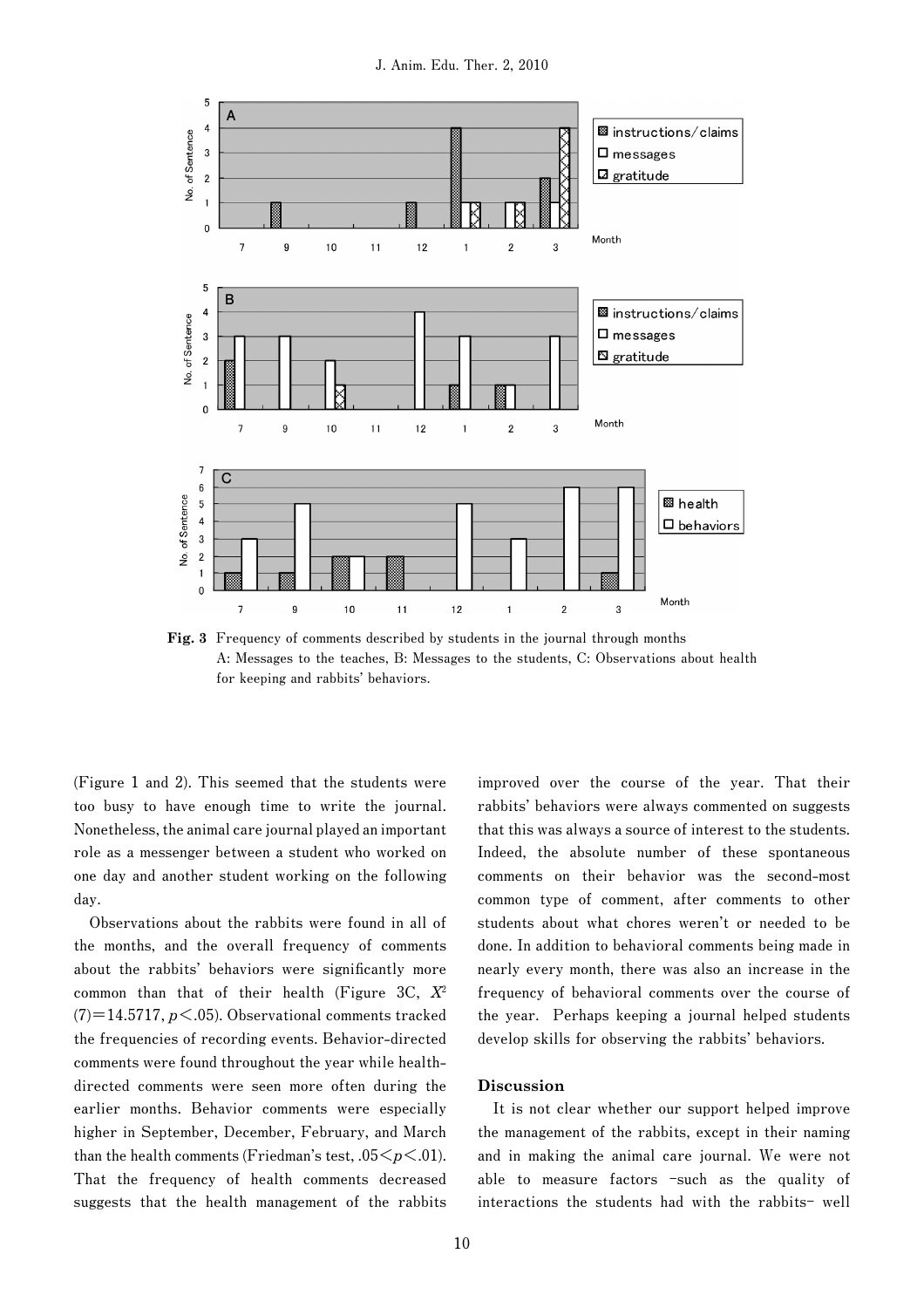Fig. 3 Frequency of comments described by students in the journal through months
A: Messages to the teaches, B: Messages to the students, C: Observations about health for keeping and rabbits' behaviors.

(Figure 1 and 2). This seemed that the students were too busy to have enough time to write the journal. Nonetheless, the animal care journal played an important role as a messenger between a student who worked on one day and another student working on the following day.

Observations about the rabbits were found in all of the months, and the overall frequency of comments about the rabbits' behaviors were significantly more common than that of their health (Figure 3C, $X^2(7)=14.5717$, $p<.05$). Observational comments tracked the frequencies of recording events. Behavior-directed comments were found throughout the year while health-directed comments were seen more often during the earlier months. Behavior comments were especially higher in September, December, February, and March than the health comments (Friedman's test, $.05<p<.01$). That the frequency of health comments decreased suggests that the health management of the rabbits improved over the course of the year. That their rabbits' behaviors were always commented on suggests that this was always a source of interest to the students. Indeed, the absolute number of these spontaneous comments on their behavior was the second-most common type of comment, after comments to other students about what chores weren't or needed to be done. In addition to behavioral comments being made in nearly every month, there was also an increase in the frequency of behavioral comments over the course of the year. Perhaps keeping a journal helped students develop skills for observing the rabbits' behaviors.

## Discussion

It is not clear whether our support helped improve the management of the rabbits, except in their naming and in making the animal care journal. We were not able to measure factors -such as the quality of interactions the students had with the rabbits- well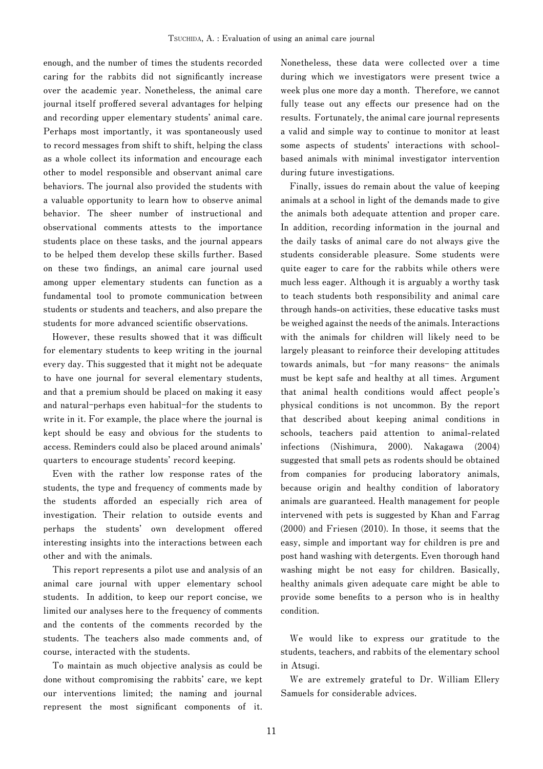enough, and the number of times the students recorded caring for the rabbits did not significantly increase over the academic year. Nonetheless, the animal care journal itself proffered several advantages for helping and recording upper elementary students' animal care. Perhaps most importantly, it was spontaneously used to record messages from shift to shift, helping the class as a whole collect its information and encourage each other to model responsible and observant animal care behaviors. The journal also provided the students with a valuable opportunity to learn how to observe animal behavior. The sheer number of instructional and observational comments attests to the importance students place on these tasks, and the journal appears to be helped them develop these skills further. Based on these two findings, an animal care journal used among upper elementary students can function as a fundamental tool to promote communication between students or students and teachers, and also prepare the students for more advanced scientific observations.

However, these results showed that it was difficult for elementary students to keep writing in the journal every day. This suggested that it might not be adequate to have one journal for several elementary students, and that a premium should be placed on making it easy and natural–perhaps even habitual–for the students to write in it. For example, the place where the journal is kept should be easy and obvious for the students to access. Reminders could also be placed around animals' quarters to encourage students' record keeping.

Even with the rather low response rates of the students, the type and frequency of comments made by the students afforded an especially rich area of investigation. Their relation to outside events and perhaps the students' own development offered interesting insights into the interactions between each other and with the animals.

This report represents a pilot use and analysis of an animal care journal with upper elementary school students. In addition, to keep our report concise, we limited our analyses here to the frequency of comments and the contents of the comments recorded by the students. The teachers also made comments and, of course, interacted with the students.

To maintain as much objective analysis as could be done without compromising the rabbits' care, we kept our interventions limited; the naming and journal represent the most significant components of it. Nonetheless, these data were collected over a time during which we investigators were present twice a week plus one more day a month. Therefore, we cannot fully tease out any effects our presence had on the results. Fortunately, the animal care journal represents a valid and simple way to continue to monitor at least some aspects of students' interactions with school-based animals with minimal investigator intervention during future investigations.

Finally, issues do remain about the value of keeping animals at a school in light of the demands made to give the animals both adequate attention and proper care. In addition, recording information in the journal and the daily tasks of animal care do not always give the students considerable pleasure. Some students were quite eager to care for the rabbits while others were much less eager. Although it is arguably a worthy task to teach students both responsibility and animal care through hands-on activities, these educative tasks must be weighed against the needs of the animals. Interactions with the animals for children will likely need to be largely pleasant to reinforce their developing attitudes towards animals, but –for many reasons– the animals must be kept safe and healthy at all times. Argument that animal health conditions would affect people's physical conditions is not uncommon. By the report that described about keeping animal conditions in schools, teachers paid attention to animal-related infections (Nishimura, 2000). Nakagawa (2004) suggested that small pets as rodents should be obtained from companies for producing laboratory animals, because origin and healthy condition of laboratory animals are guaranteed. Health management for people intervened with pets is suggested by Khan and Farrag (2000) and Friesen (2010). In those, it seems that the easy, simple and important way for children is pre and post hand washing with detergents. Even thorough hand washing might be not easy for children. Basically, healthy animals given adequate care might be able to provide some benefits to a person who is in healthy condition.

We would like to express our gratitude to the students, teachers, and rabbits of the elementary school in Atsugi.

We are extremely grateful to Dr. William Ellery Samuels for considerable advices.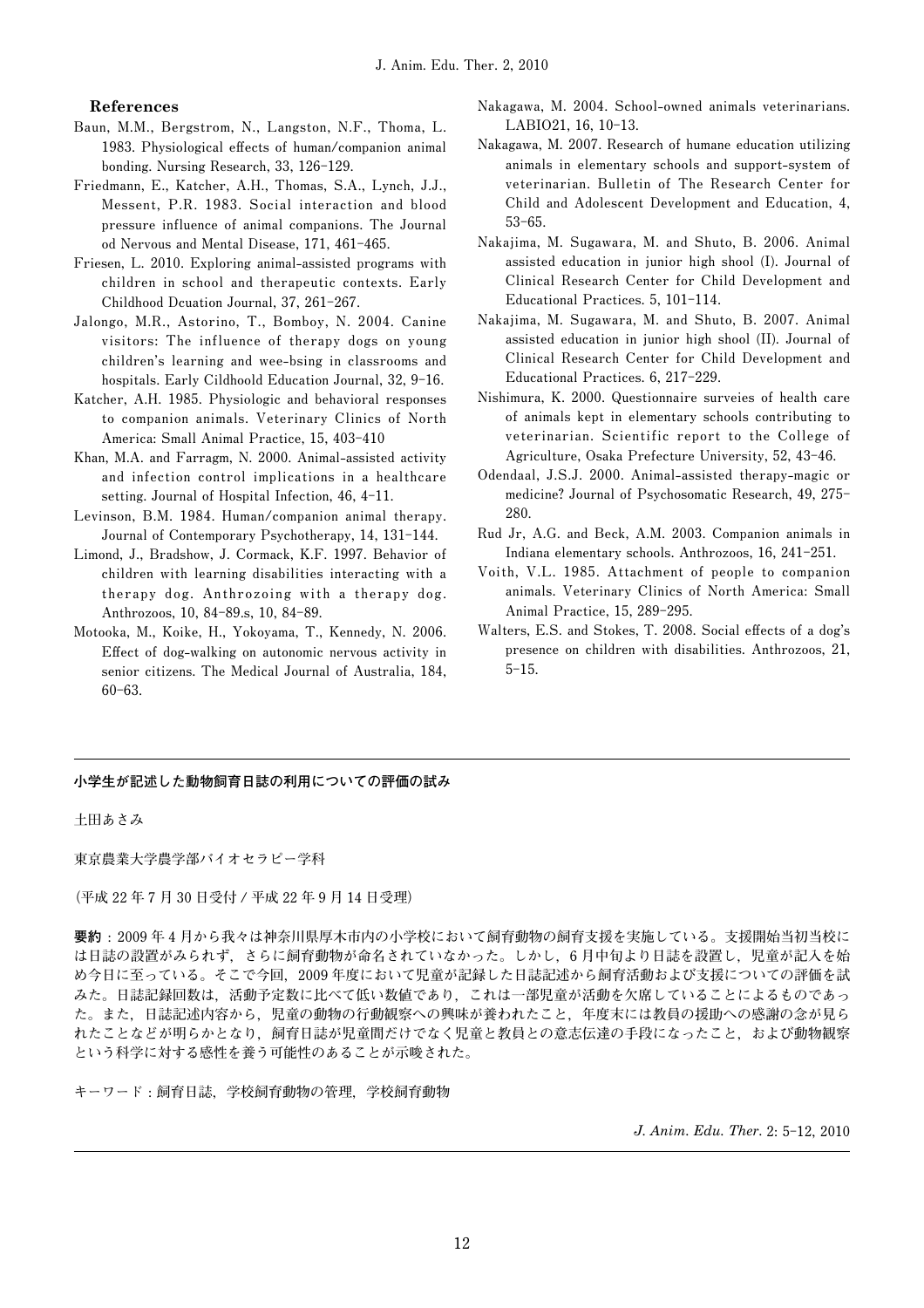## References

Baun, M.M., Bergstrom, N., Langston, N.F., Thoma, L. 1983. Physiological effects of human/companion animal bonding. Nursing Research, 33, 126-129.

Friedmann, E., Katcher, A.H., Thomas, S.A., Lynch, J.J., Messent, P.R. 1983. Social interaction and blood pressure influence of animal companions. The Journal od Nervous and Mental Disease, 171, 461-465.

Friesen, L. 2010. Exploring animal-assisted programs with children in school and therapeutic contexts. Early Childhood Dcuation Journal, 37, 261-267.

Jalongo, M.R., Astorino, T., Bomboy, N. 2004. Canine visitors: The influence of therapy dogs on young children's learning and wee-bsing in classrooms and hospitals. Early Cildhoold Education Journal, 32, 9-16.

Katcher, A.H. 1985. Physiologic and behavioral responses to companion animals. Veterinary Clinics of North America: Small Animal Practice, 15, 403-410

Khan, M.A. and Farragm, N. 2000. Animal-assisted activity and infection control implications in a healthcare setting. Journal of Hospital Infection, 46, 4-11.

Levinson, B.M. 1984. Human/companion animal therapy. Journal of Contemporary Psychotherapy, 14, 131-144.

Limond, J., Bradshow, J. Cormack, K.F. 1997. Behavior of children with learning disabilities interacting with a therapy dog. Anthrozoing with a therapy dog. Anthrozoos, 10, 84-89.s, 10, 84-89.

Motooka, M., Koike, H., Yokoyama, T., Kennedy, N. 2006. Effect of dog-walking on autonomic nervous activity in senior citizens. The Medical Journal of Australia, 184, 60-63.

Nakagawa, M. 2004. School-owned animals veterinarians. LABIO21, 16, 10-13.

Nakagawa, M. 2007. Research of humane education utilizing animals in elementary schools and support-system of veterinarian. Bulletin of The Research Center for Child and Adolescent Development and Education, 4, 53-65.

Nakajima, M. Sugawara, M. and Shuto, B. 2006. Animal assisted education in junior high shool (I). Journal of Clinical Research Center for Child Development and Educational Practices. 5, 101-114.

Nakajima, M. Sugawara, M. and Shuto, B. 2007. Animal assisted education in junior high shool (II). Journal of Clinical Research Center for Child Development and Educational Practices. 6, 217-229.

Nishimura, K. 2000. Questionnaire surveies of health care of animals kept in elementary schools contributing to veterinarian. Scientific report to the College of Agriculture, Osaka Prefecture University, 52, 43-46.

Odendaal, J.S.J. 2000. Animal-assisted therapy-magic or medicine? Journal of Psychosomatic Research, 49, 275-280.

Rud Jr, A.G. and Beck, A.M. 2003. Companion animals in Indiana elementary schools. Anthrozoos, 16, 241-251.

Voith, V.L. 1985. Attachment of people to companion animals. Veterinary Clinics of North America: Small Animal Practice, 15, 289-295.

Walters, E.S. and Stokes, T. 2008. Social effects of a dog's presence on children with disabilities. Anthrozoos, 21, 5-15.

---

**小学生が記述した動物飼育日誌の利用についての評価の試み**

土田あさみ

東京農業大学農学部バイオセラピー学科

(平成 22 年 7 月 30 日受付 / 平成 22 年 9 月 14 日受理)

**要約**：2009 年 4 月から我々は神奈川県厚木市内の小学校において飼育動物の飼育支援を実施している。支援開始当初当校には日誌の設置がみられず，さらに飼育動物が命名されていなかった。しかし，6 月中旬より日誌を設置し，児童が記入を始め今日に至っている。そこで今回，2009 年度において児童が記録した日誌記述から飼育活動および支援についての評価を試みた。日誌記録回数は，活動予定数に比べて低い数値であり，これは一部児童が活動を欠席していることによるものであった。また，日誌記述内容から，児童の動物の行動観察への興味が養われたこと，年度末には教員の援助への感謝の念が見られたことなどが明らかとなり，飼育日誌が児童間だけでなく児童と教員との意志伝達の手段になったこと，および動物観察という科学に対する感性を養う可能性のあることが示唆された。

キーワード：飼育日誌，学校飼育動物の管理，学校飼育動物

*J. Anim. Edu. Ther.* 2: 5-12, 2010